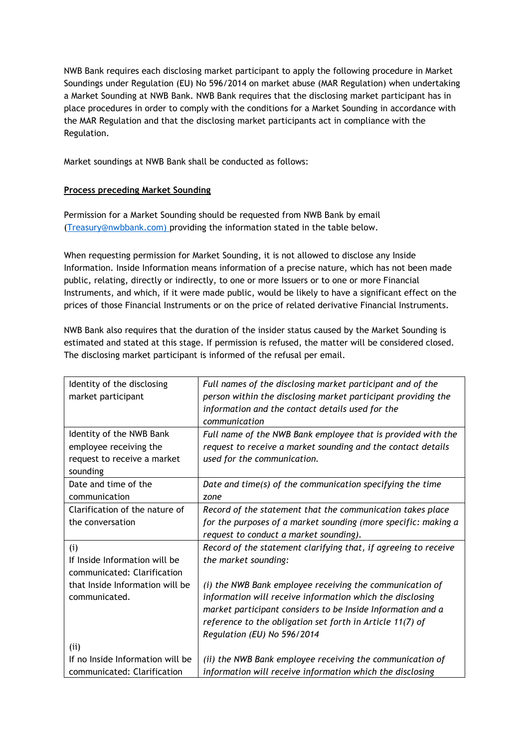NWB Bank requires each disclosing market participant to apply the following procedure in Market Soundings under Regulation (EU) No 596/2014 on market abuse (MAR Regulation) when undertaking a Market Sounding at NWB Bank. NWB Bank requires that the disclosing market participant has in place procedures in order to comply with the conditions for a Market Sounding in accordance with the MAR Regulation and that the disclosing market participants act in compliance with the Regulation.

Market soundings at NWB Bank shall be conducted as follows:

**<u>Process preceding Market Sounding</u>**

Permission for a Market Sounding should be requested from NWB Bank by email (Treasury@nwbbank.com) providing the information stated in the table below.

When requesting permission for Market Sounding, it is not allowed to disclose any Inside Information. Inside Information means information of a precise nature, which has not been made public, relating, directly or indirectly, to one or more Issuers or to one or more Financial Instruments, and which, if it were made public, would be likely to have a significant effect on the prices of those Financial Instruments or on the price of related derivative Financial Instruments.

NWB Bank also requires that the duration of the insider status caused by the Market Sounding is estimated and stated at this stage. If permission is refused, the matter will be considered closed. The disclosing market participant is informed of the refusal per email.

| | |
|---|---|
| Identity of the disclosing market participant | *Full names of the disclosing market participant and of the person within the disclosing market participant providing the information and the contact details used for the communication* |
| Identity of the NWB Bank employee receiving the request to receive a market sounding | *Full name of the NWB Bank employee that is provided with the request to receive a market sounding and the contact details used for the communication.* |
| Date and time of the communication | *Date and time(s) of the communication specifying the time zone* |
| Clarification of the nature of the conversation | *Record of the statement that the communication takes place for the purposes of a market sounding (more specific: making a request to conduct a market sounding).* |
| (i) If Inside Information will be communicated: Clarification that Inside Information will be communicated.<br><br>(ii) If no Inside Information will be communicated: Clarification | *Record of the statement clarifying that, if agreeing to receive the market sounding:*<br><br>*(i) the NWB Bank employee receiving the communication of information will receive information which the disclosing market participant considers to be Inside Information and a reference to the obligation set forth in Article 11(7) of Regulation (EU) No 596/2014*<br><br>*(ii) the NWB Bank employee receiving the communication of information will receive information which the disclosing* |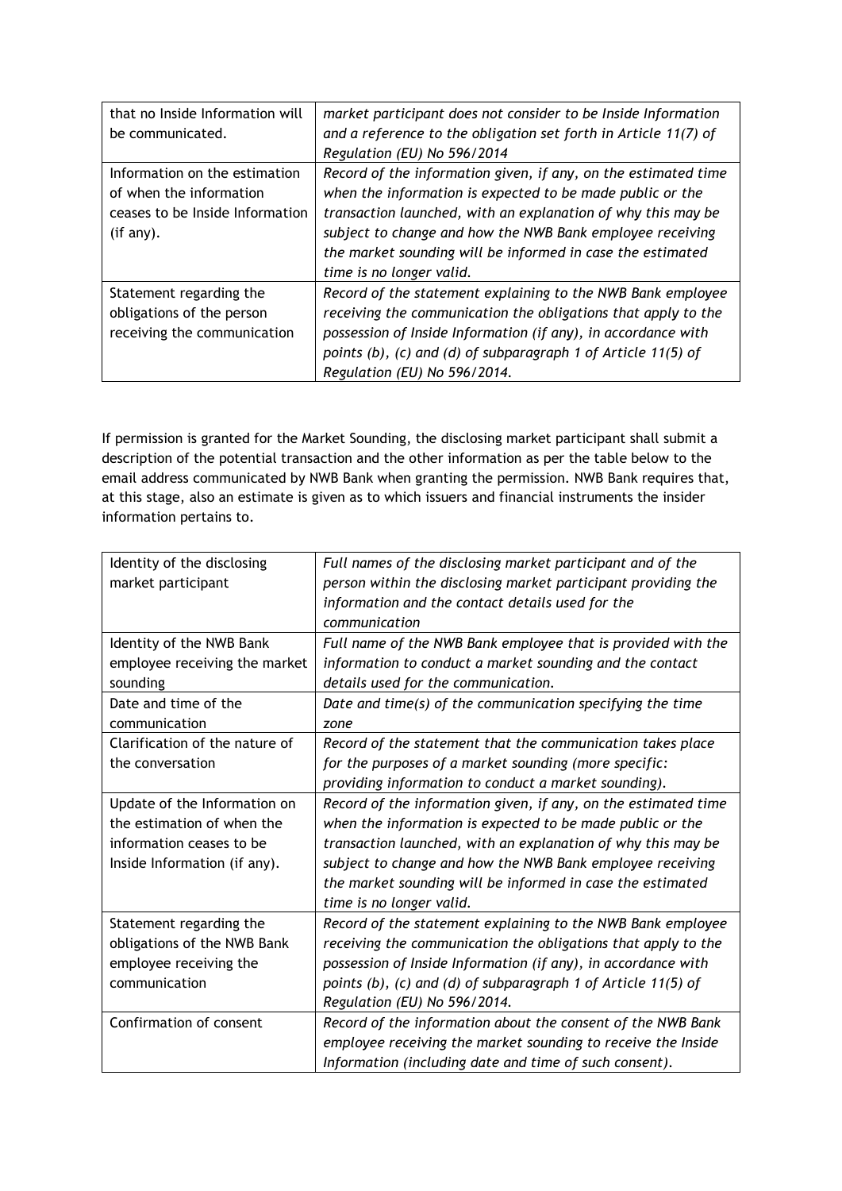| | |
|---|---|
| that no Inside Information will be communicated. | *market participant does not consider to be Inside Information and a reference to the obligation set forth in Article 11(7) of Regulation (EU) No 596/2014* |
| Information on the estimation of when the information ceases to be Inside Information (if any). | *Record of the information given, if any, on the estimated time when the information is expected to be made public or the transaction launched, with an explanation of why this may be subject to change and how the NWB Bank employee receiving the market sounding will be informed in case the estimated time is no longer valid.* |
| Statement regarding the obligations of the person receiving the communication | *Record of the statement explaining to the NWB Bank employee receiving the communication the obligations that apply to the possession of Inside Information (if any), in accordance with points (b), (c) and (d) of subparagraph 1 of Article 11(5) of Regulation (EU) No 596/2014.* |

If permission is granted for the Market Sounding, the disclosing market participant shall submit a description of the potential transaction and the other information as per the table below to the email address communicated by NWB Bank when granting the permission. NWB Bank requires that, at this stage, also an estimate is given as to which issuers and financial instruments the insider information pertains to.

| | |
|---|---|
| Identity of the disclosing market participant | *Full names of the disclosing market participant and of the person within the disclosing market participant providing the information and the contact details used for the communication* |
| Identity of the NWB Bank employee receiving the market sounding | *Full name of the NWB Bank employee that is provided with the information to conduct a market sounding and the contact details used for the communication.* |
| Date and time of the communication | *Date and time(s) of the communication specifying the time zone* |
| Clarification of the nature of the conversation | *Record of the statement that the communication takes place for the purposes of a market sounding (more specific: providing information to conduct a market sounding).* |
| Update of the Information on the estimation of when the information ceases to be Inside Information (if any). | *Record of the information given, if any, on the estimated time when the information is expected to be made public or the transaction launched, with an explanation of why this may be subject to change and how the NWB Bank employee receiving the market sounding will be informed in case the estimated time is no longer valid.* |
| Statement regarding the obligations of the NWB Bank employee receiving the communication | *Record of the statement explaining to the NWB Bank employee receiving the communication the obligations that apply to the possession of Inside Information (if any), in accordance with points (b), (c) and (d) of subparagraph 1 of Article 11(5) of Regulation (EU) No 596/2014.* |
| Confirmation of consent | *Record of the information about the consent of the NWB Bank employee receiving the market sounding to receive the Inside Information (including date and time of such consent).* |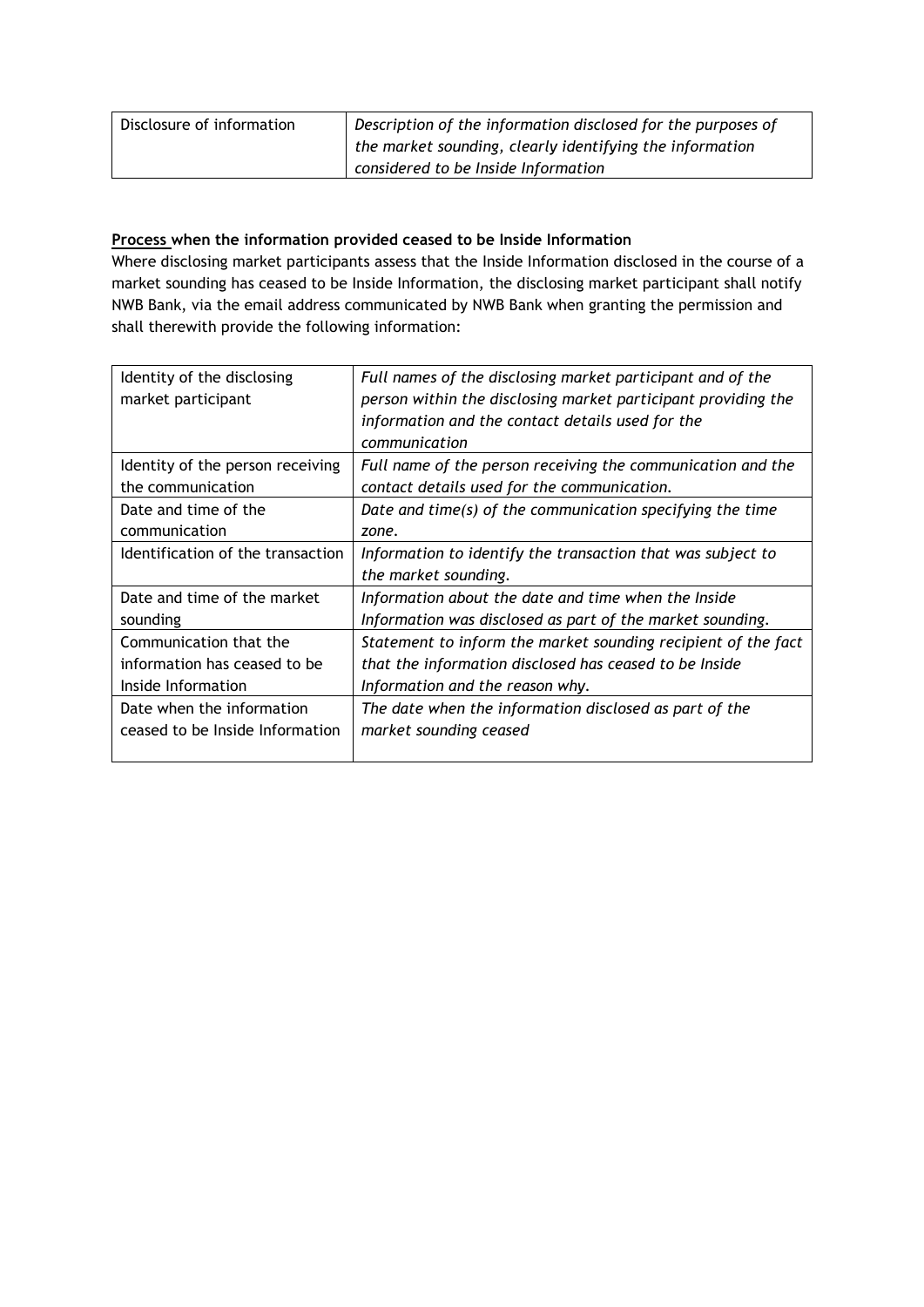| | |
|---|---|
| Disclosure of information | *Description of the information disclosed for the purposes of the market sounding, clearly identifying the information considered to be Inside Information* |

**Process when the information provided ceased to be Inside Information**

Where disclosing market participants assess that the Inside Information disclosed in the course of a market sounding has ceased to be Inside Information, the disclosing market participant shall notify NWB Bank, via the email address communicated by NWB Bank when granting the permission and shall therewith provide the following information:

| | |
|---|---|
| Identity of the disclosing market participant | *Full names of the disclosing market participant and of the person within the disclosing market participant providing the information and the contact details used for the communication* |
| Identity of the person receiving the communication | *Full name of the person receiving the communication and the contact details used for the communication.* |
| Date and time of the communication | *Date and time(s) of the communication specifying the time zone.* |
| Identification of the transaction | *Information to identify the transaction that was subject to the market sounding.* |
| Date and time of the market sounding | *Information about the date and time when the Inside Information was disclosed as part of the market sounding.* |
| Communication that the information has ceased to be Inside Information | *Statement to inform the market sounding recipient of the fact that the information disclosed has ceased to be Inside Information and the reason why.* |
| Date when the information ceased to be Inside Information | *The date when the information disclosed as part of the market sounding ceased* |